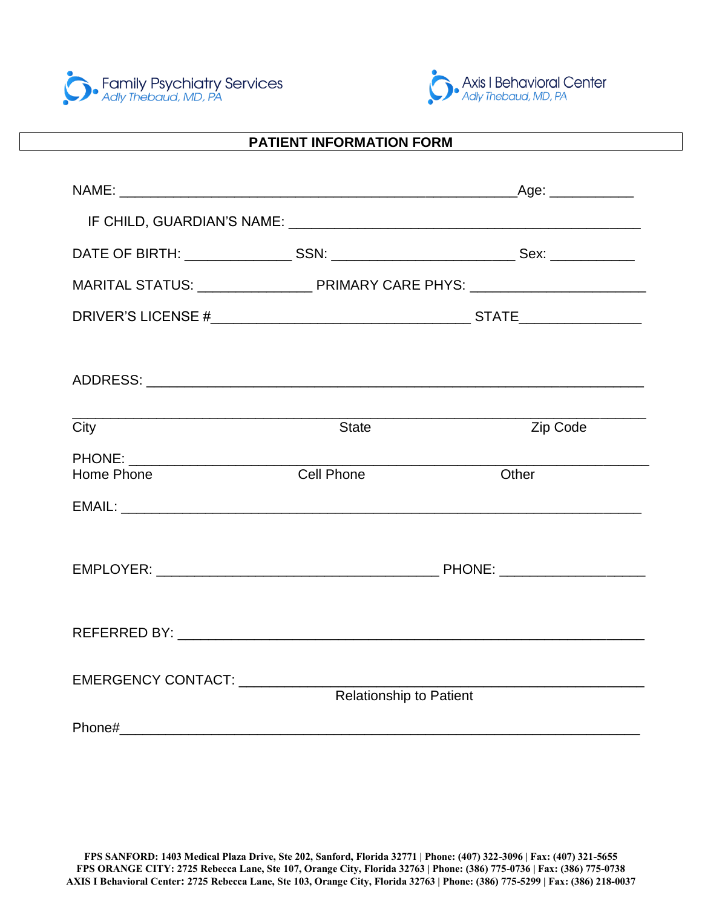Family Psychiatry Services
*Adly Thebaud, MD, PA*

Axis I Behavioral Center
*Adly Thebaud, MD, PA*

## PATIENT INFORMATION FORM

NAME: ____________________________________________________Age: ___________

IF CHILD, GUARDIAN'S NAME: _______________________________________________

DATE OF BIRTH: ______________ SSN: ________________________ Sex: ___________

MARITAL STATUS: _______________ PRIMARY CARE PHYS: _______________________

DRIVER'S LICENSE #__________________________________ STATE________________

ADDRESS: _________________________________________________________________

___________________________________________________________________________
City State Zip Code

PHONE: ____________________________________________________________________
Home Phone Cell Phone Other

EMAIL: ____________________________________________________________________

EMPLOYER: _____________________________________ PHONE: ___________________

REFERRED BY: ______________________________________________________________

EMERGENCY CONTACT: ______________________________________________________
Relationship to Patient

Phone#____________________________________________________________________

**FPS SANFORD: 1403 Medical Plaza Drive, Ste 202, Sanford, Florida 32771 | Phone: (407) 322-3096 | Fax: (407) 321-5655**
**FPS ORANGE CITY: 2725 Rebecca Lane, Ste 107, Orange City, Florida 32763 | Phone: (386) 775-0736 | Fax: (386) 775-0738**
**AXIS I Behavioral Center: 2725 Rebecca Lane, Ste 103, Orange City, Florida 32763 | Phone: (386) 775-5299 | Fax: (386) 218-0037**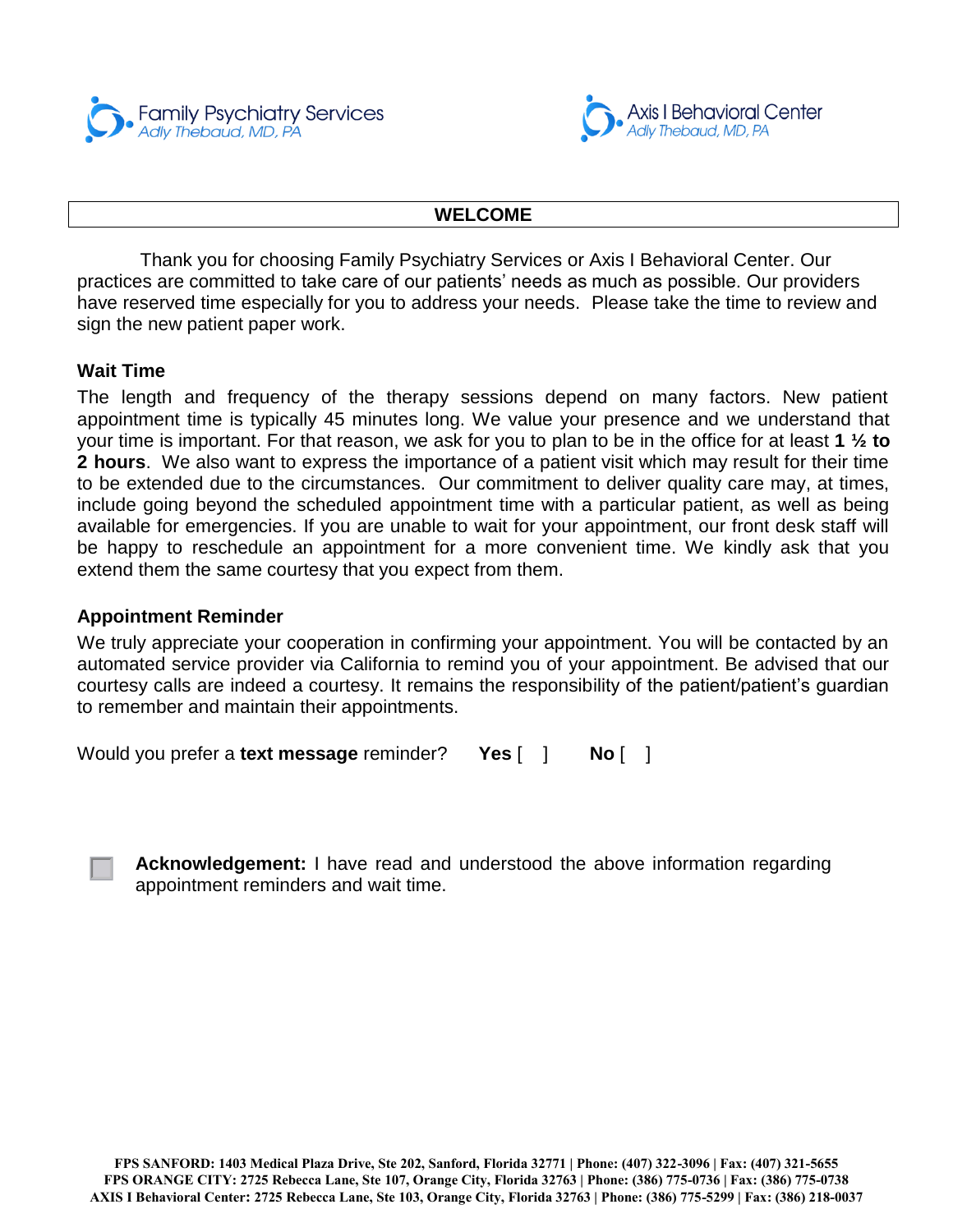Family Psychiatry Services
*Adly Thebaud, MD, PA*

Axis I Behavioral Center
*Adly Thebaud, MD, PA*

## WELCOME

Thank you for choosing Family Psychiatry Services or Axis I Behavioral Center. Our practices are committed to take care of our patients' needs as much as possible. Our providers have reserved time especially for you to address your needs. Please take the time to review and sign the new patient paper work.

### Wait Time

The length and frequency of the therapy sessions depend on many factors. New patient appointment time is typically 45 minutes long. We value your presence and we understand that your time is important. For that reason, we ask for you to plan to be in the office for at least **1 ½ to 2 hours**. We also want to express the importance of a patient visit which may result for their time to be extended due to the circumstances. Our commitment to deliver quality care may, at times, include going beyond the scheduled appointment time with a particular patient, as well as being available for emergencies. If you are unable to wait for your appointment, our front desk staff will be happy to reschedule an appointment for a more convenient time. We kindly ask that you extend them the same courtesy that you expect from them.

### Appointment Reminder

We truly appreciate your cooperation in confirming your appointment. You will be contacted by an automated service provider via California to remind you of your appointment. Be advised that our courtesy calls are indeed a courtesy. It remains the responsibility of the patient/patient's guardian to remember and maintain their appointments.

Would you prefer a **text message** reminder? **Yes** [ ] **No** [ ]

☐ **Acknowledgement:** I have read and understood the above information regarding appointment reminders and wait time.

**FPS SANFORD: 1403 Medical Plaza Drive, Ste 202, Sanford, Florida 32771 | Phone: (407) 322-3096 | Fax: (407) 321-5655**
**FPS ORANGE CITY: 2725 Rebecca Lane, Ste 107, Orange City, Florida 32763 | Phone: (386) 775-0736 | Fax: (386) 775-0738**
**AXIS I Behavioral Center: 2725 Rebecca Lane, Ste 103, Orange City, Florida 32763 | Phone: (386) 775-5299 | Fax: (386) 218-0037**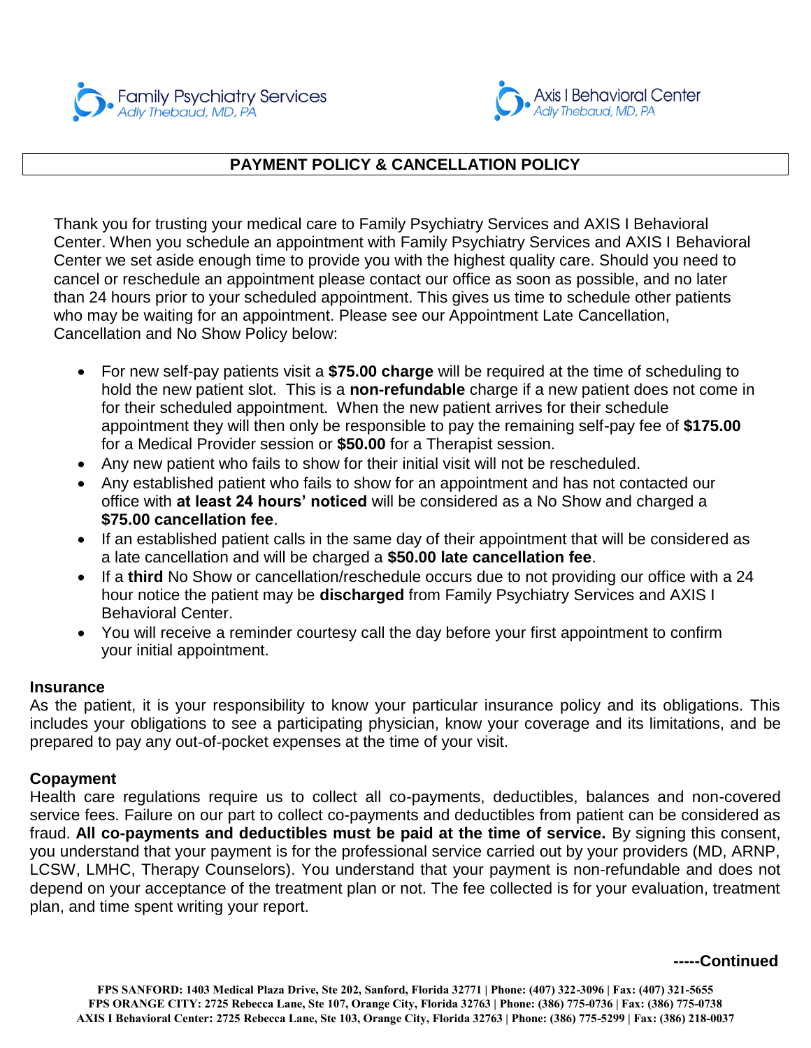Family Psychiatry Services
*Adly Thebaud, MD, PA*

Axis I Behavioral Center
*Adly Thebaud, MD, PA*

## PAYMENT POLICY & CANCELLATION POLICY

Thank you for trusting your medical care to Family Psychiatry Services and AXIS I Behavioral Center. When you schedule an appointment with Family Psychiatry Services and AXIS I Behavioral Center we set aside enough time to provide you with the highest quality care. Should you need to cancel or reschedule an appointment please contact our office as soon as possible, and no later than 24 hours prior to your scheduled appointment. This gives us time to schedule other patients who may be waiting for an appointment. Please see our Appointment Late Cancellation, Cancellation and No Show Policy below:

- For new self-pay patients visit a **$75.00 charge** will be required at the time of scheduling to hold the new patient slot. This is a **non-refundable** charge if a new patient does not come in for their scheduled appointment. When the new patient arrives for their schedule appointment they will then only be responsible to pay the remaining self-pay fee of **$175.00** for a Medical Provider session or **$50.00** for a Therapist session.
- Any new patient who fails to show for their initial visit will not be rescheduled.
- Any established patient who fails to show for an appointment and has not contacted our office with **at least 24 hours' noticed** will be considered as a No Show and charged a **$75.00 cancellation fee**.
- If an established patient calls in the same day of their appointment that will be considered as a late cancellation and will be charged a **$50.00 late cancellation fee**.
- If a **third** No Show or cancellation/reschedule occurs due to not providing our office with a 24 hour notice the patient may be **discharged** from Family Psychiatry Services and AXIS I Behavioral Center.
- You will receive a reminder courtesy call the day before your first appointment to confirm your initial appointment.

**Insurance**

As the patient, it is your responsibility to know your particular insurance policy and its obligations. This includes your obligations to see a participating physician, know your coverage and its limitations, and be prepared to pay any out-of-pocket expenses at the time of your visit.

**Copayment**

Health care regulations require us to collect all co-payments, deductibles, balances and non-covered service fees. Failure on our part to collect co-payments and deductibles from patient can be considered as fraud. **All co-payments and deductibles must be paid at the time of service.** By signing this consent, you understand that your payment is for the professional service carried out by your providers (MD, ARNP, LCSW, LMHC, Therapy Counselors). You understand that your payment is non-refundable and does not depend on your acceptance of the treatment plan or not. The fee collected is for your evaluation, treatment plan, and time spent writing your report.

**-----Continued**

**FPS SANFORD: 1403 Medical Plaza Drive, Ste 202, Sanford, Florida 32771 | Phone: (407) 322-3096 | Fax: (407) 321-5655**
**FPS ORANGE CITY: 2725 Rebecca Lane, Ste 107, Orange City, Florida 32763 | Phone: (386) 775-0736 | Fax: (386) 775-0738**
**AXIS I Behavioral Center: 2725 Rebecca Lane, Ste 103, Orange City, Florida 32763 | Phone: (386) 775-5299 | Fax: (386) 218-0037**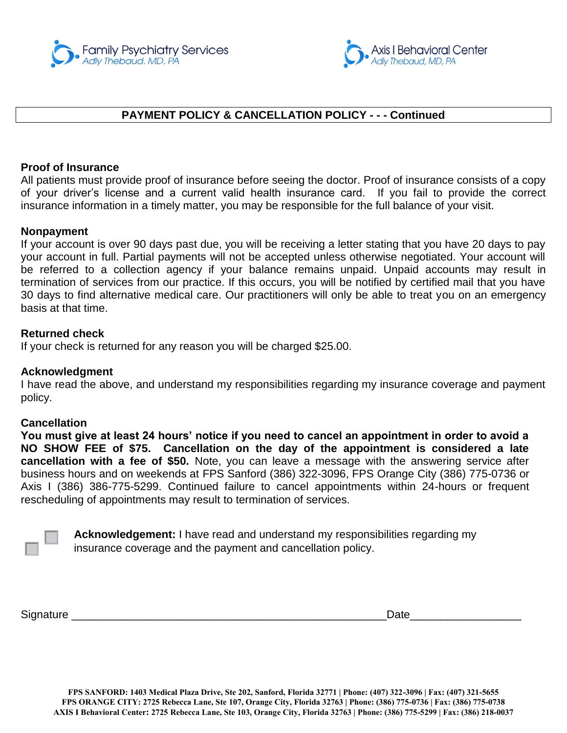Family Psychiatry Services
Adly Thebaud, MD, PA

Axis I Behavioral Center
Adly Thebaud, MD, PA

## PAYMENT POLICY & CANCELLATION POLICY - - - Continued

**Proof of Insurance**
All patients must provide proof of insurance before seeing the doctor. Proof of insurance consists of a copy of your driver's license and a current valid health insurance card. If you fail to provide the correct insurance information in a timely matter, you may be responsible for the full balance of your visit.

**Nonpayment**
If your account is over 90 days past due, you will be receiving a letter stating that you have 20 days to pay your account in full. Partial payments will not be accepted unless otherwise negotiated. Your account will be referred to a collection agency if your balance remains unpaid. Unpaid accounts may result in termination of services from our practice. If this occurs, you will be notified by certified mail that you have 30 days to find alternative medical care. Our practitioners will only be able to treat you on an emergency basis at that time.

**Returned check**
If your check is returned for any reason you will be charged $25.00.

**Acknowledgment**
I have read the above, and understand my responsibilities regarding my insurance coverage and payment policy.

**Cancellation**
**You must give at least 24 hours' notice if you need to cancel an appointment in order to avoid a NO SHOW FEE of $75. Cancellation on the day of the appointment is considered a late cancellation with a fee of $50.** Note, you can leave a message with the answering service after business hours and on weekends at FPS Sanford (386) 322-3096, FPS Orange City (386) 775-0736 or Axis I (386) 386-775-5299. Continued failure to cancel appointments within 24-hours or frequent rescheduling of appointments may result to termination of services.

☐ **Acknowledgement:** I have read and understand my responsibilities regarding my insurance coverage and the payment and cancellation policy.

Signature ________________________________________________ Date_________________

**FPS SANFORD: 1403 Medical Plaza Drive, Ste 202, Sanford, Florida 32771 | Phone: (407) 322-3096 | Fax: (407) 321-5655**
**FPS ORANGE CITY: 2725 Rebecca Lane, Ste 107, Orange City, Florida 32763 | Phone: (386) 775-0736 | Fax: (386) 775-0738**
**AXIS I Behavioral Center: 2725 Rebecca Lane, Ste 103, Orange City, Florida 32763 | Phone: (386) 775-5299 | Fax: (386) 218-0037**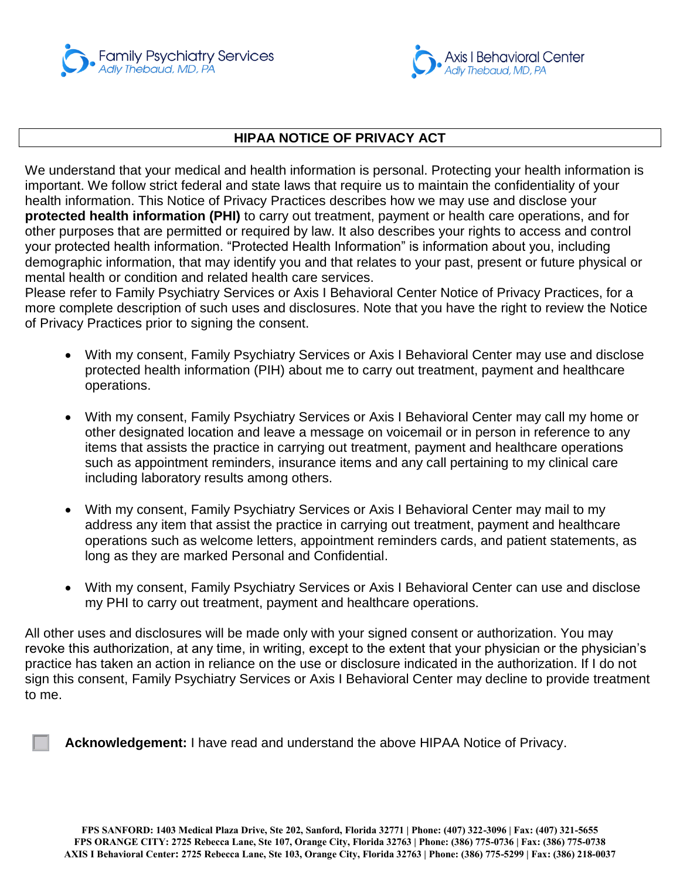Family Psychiatry Services
*Adly Thebaud, MD, PA*

Axis I Behavioral Center
*Adly Thebaud, MD, PA*

## HIPAA NOTICE OF PRIVACY ACT

We understand that your medical and health information is personal. Protecting your health information is important. We follow strict federal and state laws that require us to maintain the confidentiality of your health information. This Notice of Privacy Practices describes how we may use and disclose your **protected health information (PHI)** to carry out treatment, payment or health care operations, and for other purposes that are permitted or required by law. It also describes your rights to access and control your protected health information. "Protected Health Information" is information about you, including demographic information, that may identify you and that relates to your past, present or future physical or mental health or condition and related health care services.
Please refer to Family Psychiatry Services or Axis I Behavioral Center Notice of Privacy Practices, for a more complete description of such uses and disclosures. Note that you have the right to review the Notice of Privacy Practices prior to signing the consent.

- With my consent, Family Psychiatry Services or Axis I Behavioral Center may use and disclose protected health information (PIH) about me to carry out treatment, payment and healthcare operations.

- With my consent, Family Psychiatry Services or Axis I Behavioral Center may call my home or other designated location and leave a message on voicemail or in person in reference to any items that assists the practice in carrying out treatment, payment and healthcare operations such as appointment reminders, insurance items and any call pertaining to my clinical care including laboratory results among others.

- With my consent, Family Psychiatry Services or Axis I Behavioral Center may mail to my address any item that assist the practice in carrying out treatment, payment and healthcare operations such as welcome letters, appointment reminders cards, and patient statements, as long as they are marked Personal and Confidential.

- With my consent, Family Psychiatry Services or Axis I Behavioral Center can use and disclose my PHI to carry out treatment, payment and healthcare operations.

All other uses and disclosures will be made only with your signed consent or authorization. You may revoke this authorization, at any time, in writing, except to the extent that your physician or the physician's practice has taken an action in reliance on the use or disclosure indicated in the authorization. If I do not sign this consent, Family Psychiatry Services or Axis I Behavioral Center may decline to provide treatment to me.

☐ **Acknowledgement:** I have read and understand the above HIPAA Notice of Privacy.

**FPS SANFORD: 1403 Medical Plaza Drive, Ste 202, Sanford, Florida 32771 | Phone: (407) 322-3096 | Fax: (407) 321-5655**
**FPS ORANGE CITY: 2725 Rebecca Lane, Ste 107, Orange City, Florida 32763 | Phone: (386) 775-0736 | Fax: (386) 775-0738**
**AXIS I Behavioral Center: 2725 Rebecca Lane, Ste 103, Orange City, Florida 32763 | Phone: (386) 775-5299 | Fax: (386) 218-0037**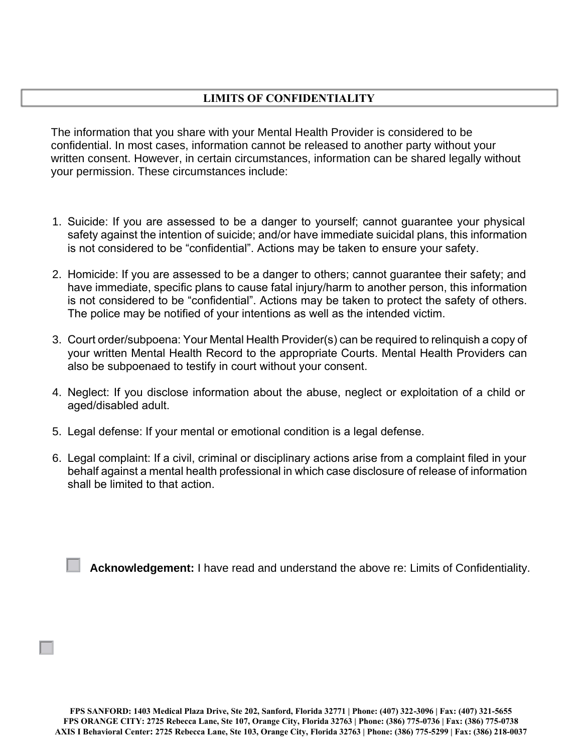## LIMITS OF CONFIDENTIALITY

The information that you share with your Mental Health Provider is considered to be confidential. In most cases, information cannot be released to another party without your written consent. However, in certain circumstances, information can be shared legally without your permission. These circumstances include:

1. Suicide: If you are assessed to be a danger to yourself; cannot guarantee your physical safety against the intention of suicide; and/or have immediate suicidal plans, this information is not considered to be “confidential”. Actions may be taken to ensure your safety.

2. Homicide: If you are assessed to be a danger to others; cannot guarantee their safety; and have immediate, specific plans to cause fatal injury/harm to another person, this information is not considered to be “confidential”. Actions may be taken to protect the safety of others. The police may be notified of your intentions as well as the intended victim.

3. Court order/subpoena: Your Mental Health Provider(s) can be required to relinquish a copy of your written Mental Health Record to the appropriate Courts. Mental Health Providers can also be subpoenaed to testify in court without your consent.

4. Neglect: If you disclose information about the abuse, neglect or exploitation of a child or aged/disabled adult.

5. Legal defense: If your mental or emotional condition is a legal defense.

6. Legal complaint: If a civil, criminal or disciplinary actions arise from a complaint filed in your behalf against a mental health professional in which case disclosure of release of information shall be limited to that action.

☐ **Acknowledgement:** I have read and understand the above re: Limits of Confidentiality.

☐

**FPS SANFORD: 1403 Medical Plaza Drive, Ste 202, Sanford, Florida 32771 | Phone: (407) 322-3096 | Fax: (407) 321-5655**
**FPS ORANGE CITY: 2725 Rebecca Lane, Ste 107, Orange City, Florida 32763 | Phone: (386) 775-0736 | Fax: (386) 775-0738**
**AXIS I Behavioral Center: 2725 Rebecca Lane, Ste 103, Orange City, Florida 32763 | Phone: (386) 775-5299 | Fax: (386) 218-0037**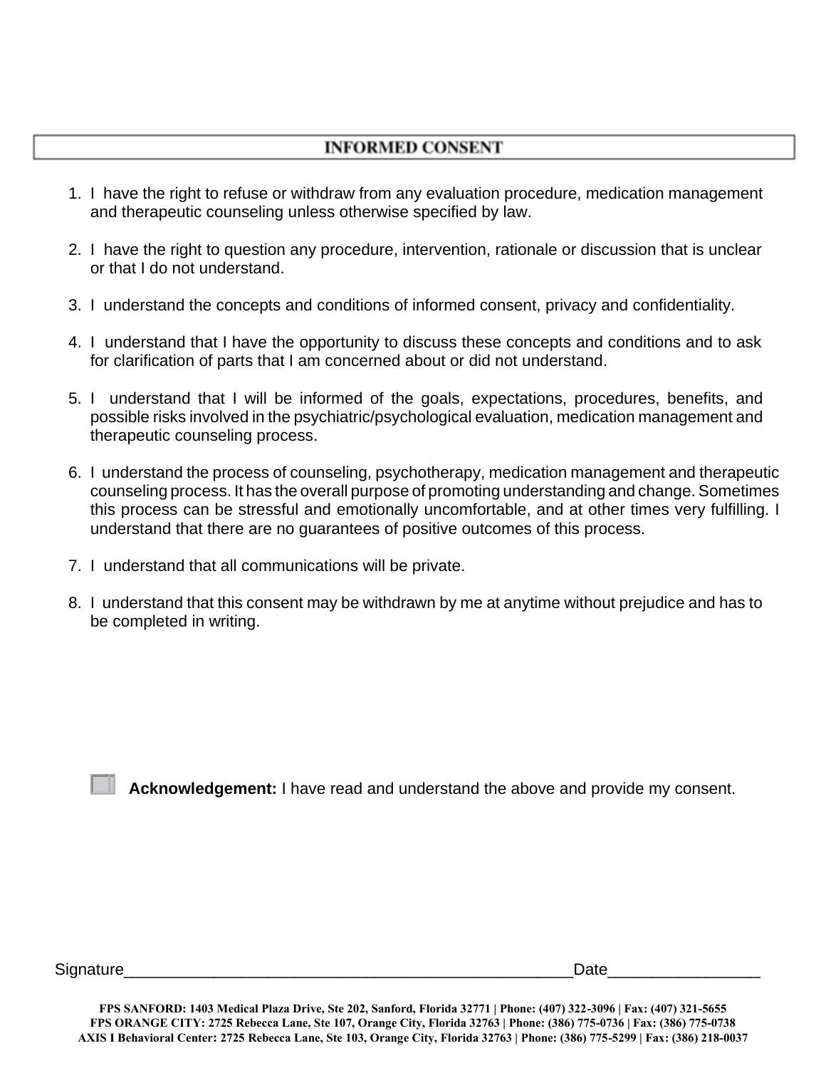## INFORMED CONSENT

1. I have the right to refuse or withdraw from any evaluation procedure, medication management and therapeutic counseling unless otherwise specified by law.

2. I have the right to question any procedure, intervention, rationale or discussion that is unclear or that I do not understand.

3. I understand the concepts and conditions of informed consent, privacy and confidentiality.

4. I understand that I have the opportunity to discuss these concepts and conditions and to ask for clarification of parts that I am concerned about or did not understand.

5. I understand that I will be informed of the goals, expectations, procedures, benefits, and possible risks involved in the psychiatric/psychological evaluation, medication management and therapeutic counseling process.

6. I understand the process of counseling, psychotherapy, medication management and therapeutic counseling process. It has the overall purpose of promoting understanding and change. Sometimes this process can be stressful and emotionally uncomfortable, and at other times very fulfilling. I understand that there are no guarantees of positive outcomes of this process.

7. I understand that all communications will be private.

8. I understand that this consent may be withdrawn by me at anytime without prejudice and has to be completed in writing.

☐ **Acknowledgement:** I have read and understand the above and provide my consent.

Signature____________________________________________________Date_________________

**FPS SANFORD: 1403 Medical Plaza Drive, Ste 202, Sanford, Florida 32771 | Phone: (407) 322-3096 | Fax: (407) 321-5655**
**FPS ORANGE CITY: 2725 Rebecca Lane, Ste 107, Orange City, Florida 32763 | Phone: (386) 775-0736 | Fax: (386) 775-0738**
**AXIS I Behavioral Center: 2725 Rebecca Lane, Ste 103, Orange City, Florida 32763 | Phone: (386) 775-5299 | Fax: (386) 218-0037**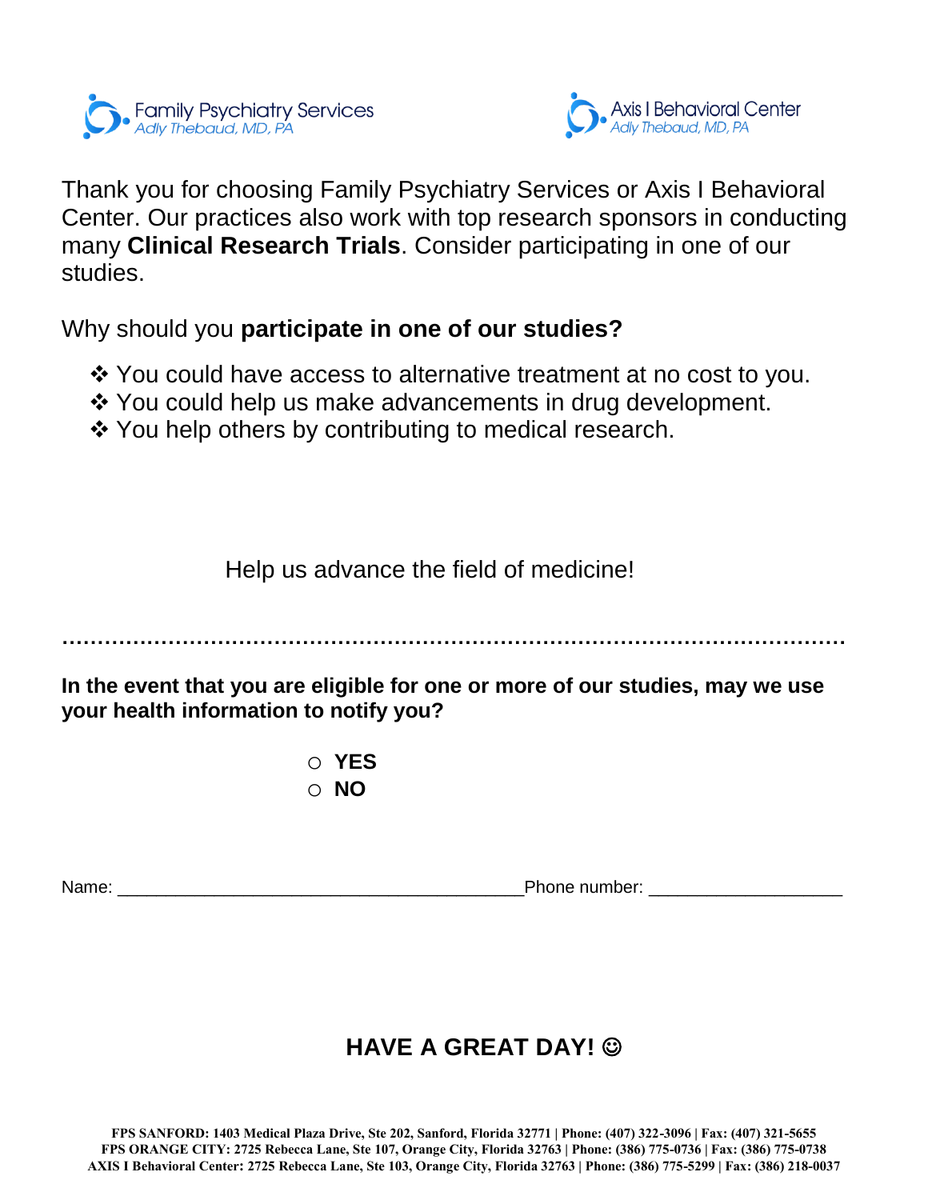Family Psychiatry Services
*Adly Thebaud, MD, PA*

Axis I Behavioral Center
*Adly Thebaud, MD, PA*

Thank you for choosing Family Psychiatry Services or Axis I Behavioral Center. Our practices also work with top research sponsors in conducting many **Clinical Research Trials**. Consider participating in one of our studies.

Why should you **participate in one of our studies?**

- ❖ You could have access to alternative treatment at no cost to you.
- ❖ You could help us make advancements in drug development.
- ❖ You help others by contributing to medical research.

Help us advance the field of medicine!

.......................................................................................................................

**In the event that you are eligible for one or more of our studies, may we use your health information to notify you?**

○ **YES**
○ **NO**

Name: _________________________________________ Phone number: ____________________

## HAVE A GREAT DAY! ☺

**FPS SANFORD: 1403 Medical Plaza Drive, Ste 202, Sanford, Florida 32771 | Phone: (407) 322-3096 | Fax: (407) 321-5655**
**FPS ORANGE CITY: 2725 Rebecca Lane, Ste 107, Orange City, Florida 32763 | Phone: (386) 775-0736 | Fax: (386) 775-0738**
**AXIS I Behavioral Center: 2725 Rebecca Lane, Ste 103, Orange City, Florida 32763 | Phone: (386) 775-5299 | Fax: (386) 218-0037**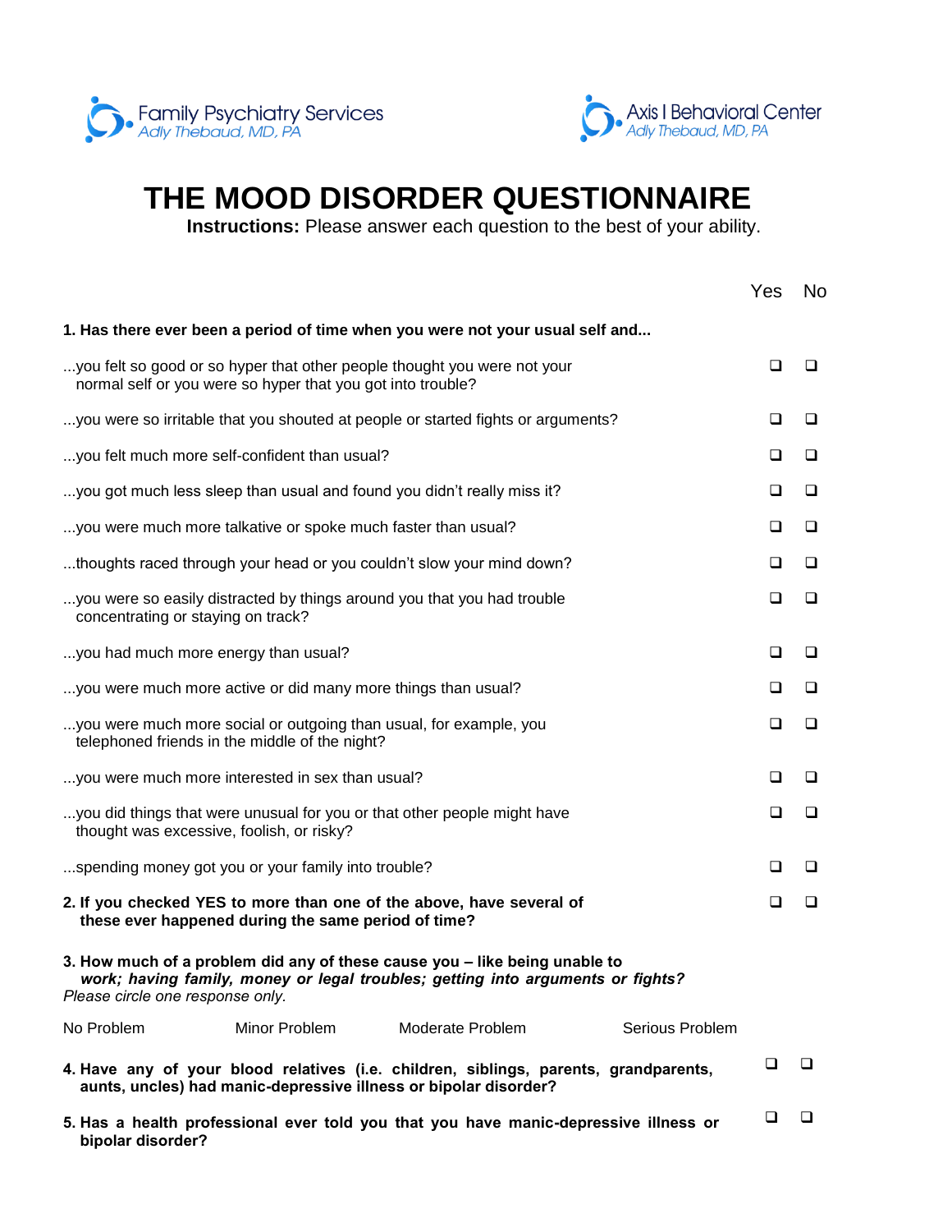Family Psychiatry Services
*Adly Thebaud, MD, PA*

Axis I Behavioral Center
*Adly Thebaud, MD, PA*

# THE MOOD DISORDER QUESTIONNAIRE

**Instructions:** Please answer each question to the best of your ability.

| | Yes | No |
|---|---|---|
| **1. Has there ever been a period of time when you were not your usual self and...** | | |
| ...you felt so good or so hyper that other people thought you were not your normal self or you were so hyper that you got into trouble? | ❑ | ❑ |
| ...you were so irritable that you shouted at people or started fights or arguments? | ❑ | ❑ |
| ...you felt much more self-confident than usual? | ❑ | ❑ |
| ...you got much less sleep than usual and found you didn't really miss it? | ❑ | ❑ |
| ...you were much more talkative or spoke much faster than usual? | ❑ | ❑ |
| ...thoughts raced through your head or you couldn't slow your mind down? | ❑ | ❑ |
| ...you were so easily distracted by things around you that you had trouble concentrating or staying on track? | ❑ | ❑ |
| ...you had much more energy than usual? | ❑ | ❑ |
| ...you were much more active or did many more things than usual? | ❑ | ❑ |
| ...you were much more social or outgoing than usual, for example, you telephoned friends in the middle of the night? | ❑ | ❑ |
| ...you were much more interested in sex than usual? | ❑ | ❑ |
| ...you did things that were unusual for you or that other people might have thought was excessive, foolish, or risky? | ❑ | ❑ |
| ...spending money got you or your family into trouble? | ❑ | ❑ |
| **2. If you checked YES to more than one of the above, have several of these ever happened during the same period of time?** | ❑ | ❑ |

**3. How much of a problem did any of these cause you – like being unable to *work; having family, money or legal troubles; getting into arguments or fights?***
*Please circle one response only.*

No Problem    Minor Problem    Moderate Problem    Serious Problem

| | Yes | No |
|---|---|---|
| **4. Have any of your blood relatives (i.e. children, siblings, parents, grandparents, aunts, uncles) had manic-depressive illness or bipolar disorder?** | ❑ | ❑ |
| **5. Has a health professional ever told you that you have manic-depressive illness or bipolar disorder?** | ❑ | ❑ |